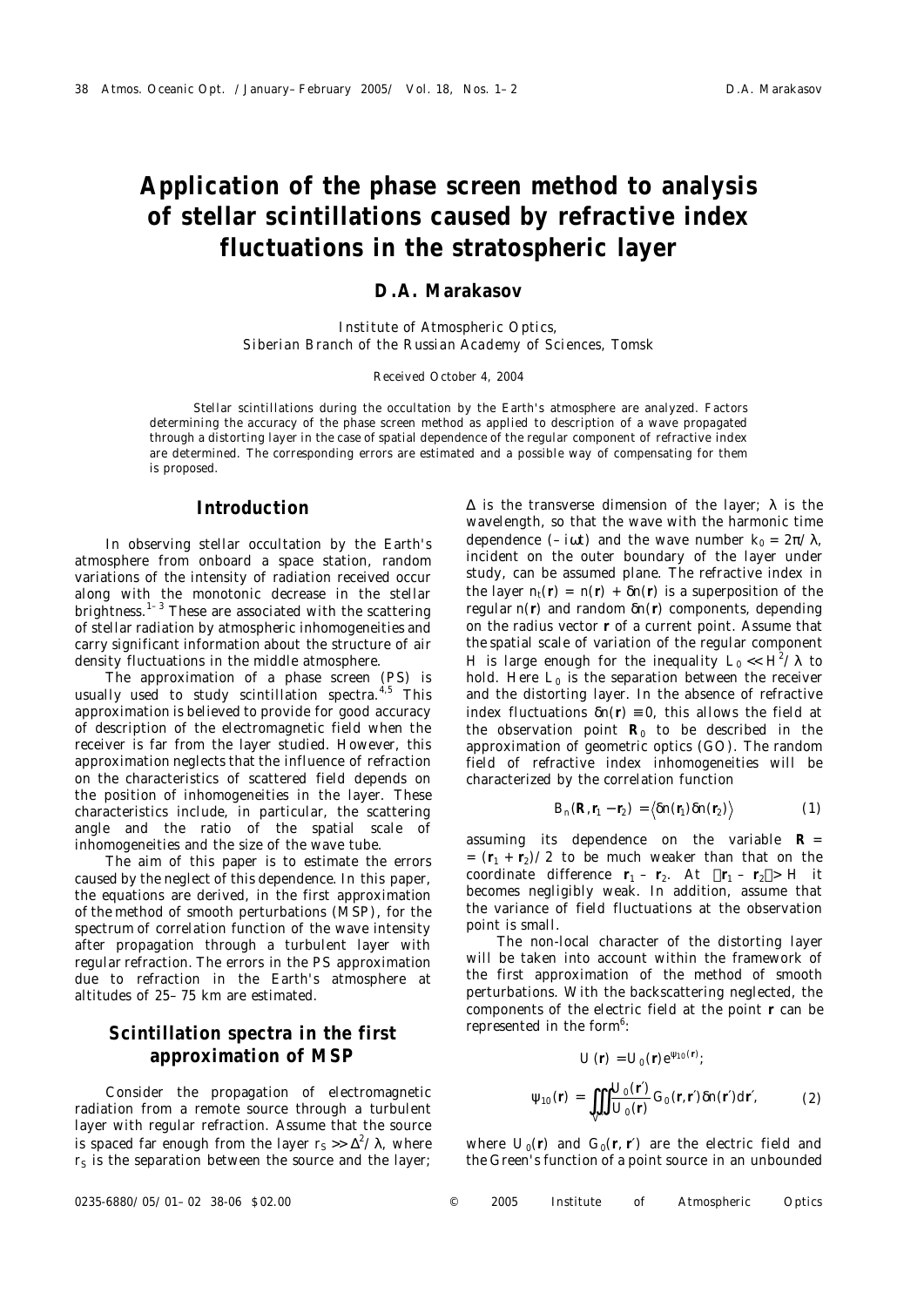# Application of the phase screen method to analysis of stellar scintillations caused by refractive index fluctuations in the stratospheric layer

## D.A. Marakasov

*Institute of Atmospheric Optics, Siberian Branch of the Russian Academy of Sciences, Tomsk*

Received October 4, 2004

Stellar scintillations during the occultation by the Earth's atmosphere are analyzed. Factors determining the accuracy of the phase screen method as applied to description of a wave propagated through a distorting layer in the case of spatial dependence of the regular component of refractive index are determined. The corresponding errors are estimated and a possible way of compensating for them is proposed.

## Introduction

In observing stellar occultation by the Earth's atmosphere from onboard a space station, random variations of the intensity of radiation received occur along with the monotonic decrease in the stellar brightness.[1–3] These are associated with the scattering of stellar radiation by atmospheric inhomogeneities and carry significant information about the structure of air density fluctuations in the middle atmosphere.

The approximation of a phase screen (PS) is usually used to study scintillation spectra.[4,5] This approximation is believed to provide for good accuracy of description of the electromagnetic field when the receiver is far from the layer studied. However, this approximation neglects that the influence of refraction on the characteristics of scattered field depends on the position of inhomogeneities in the layer. These characteristics include, in particular, the scattering angle and the ratio of the spatial scale of inhomogeneities and the size of the wave tube.

The aim of this paper is to estimate the errors caused by the neglect of this dependence. In this paper, the equations are derived, in the first approximation of the method of smooth perturbations (MSP), for the spectrum of correlation function of the wave intensity after propagation through a turbulent layer with regular refraction. The errors in the PS approximation due to refraction in the Earth's atmosphere at altitudes of 25–75 km are estimated.

## Scintillation spectra in the first approximation of MSP

Consider the propagation of electromagnetic radiation from a remote source through a turbulent layer with regular refraction. Assume that the source is spaced far enough from the layer $r_S \gg \Delta^2/\lambda$, where $r_S$ is the separation between the source and the layer; $\Delta$ is the transverse dimension of the layer; $\lambda$ is the wavelength, so that the wave with the harmonic time dependence $(-i\omega t)$ and the wave number $k_0 = 2\pi/\lambda$, incident on the outer boundary of the layer under study, can be assumed plane. The refractive index in the layer $n_t(\mathbf{r}) = n(\mathbf{r}) + \delta n(\mathbf{r})$ is a superposition of the regular $n(\mathbf{r})$ and random $\delta n(\mathbf{r})$ components, depending on the radius vector $\mathbf{r}$ of a current point. Assume that the spatial scale of variation of the regular component $H$ is large enough for the inequality $L_0 \ll H^2/\lambda$ to hold. Here $L_0$ is the separation between the receiver and the distorting layer. In the absence of refractive index fluctuations $\delta n(\mathbf{r}) \equiv 0$, this allows the field at the observation point $\mathbf{R}_0$ to be described in the approximation of geometric optics (GO). The random field of refractive index inhomogeneities will be characterized by the correlation function

$$B_n(\mathbf{R}, \mathbf{r}_1 - \mathbf{r}_2) = \langle \delta n(\mathbf{r}_1)\delta n(\mathbf{r}_2) \rangle \qquad (1)$$

assuming its dependence on the variable $\mathbf{R} = (\mathbf{r}_1 + \mathbf{r}_2)/2$ to be much weaker than that on the coordinate difference $\mathbf{r}_1 - \mathbf{r}_2$. At $|\mathbf{r}_1 - \mathbf{r}_2| > H$ it becomes negligibly weak. In addition, assume that the variance of field fluctuations at the observation point is small.

The non-local character of the distorting layer will be taken into account within the framework of the first approximation of the method of smooth perturbations. With the backscattering neglected, the components of the electric field at the point $\mathbf{r}$ can be represented in the form[6]:

$$U(\mathbf{r}) = U_0(\mathbf{r})e^{\psi_{10}(\mathbf{r})};$$

$$\psi_{10}(\mathbf{r}) = \iiint\limits_V \frac{U_0(\mathbf{r}')}{U_0(\mathbf{r})} G_0(\mathbf{r}, \mathbf{r}')\delta n(\mathbf{r}')d\mathbf{r}', \qquad (2)$$

where $U_0(\mathbf{r})$ and $G_0(\mathbf{r}, \mathbf{r}')$ are the electric field and the Green's function of a point source in an unbounded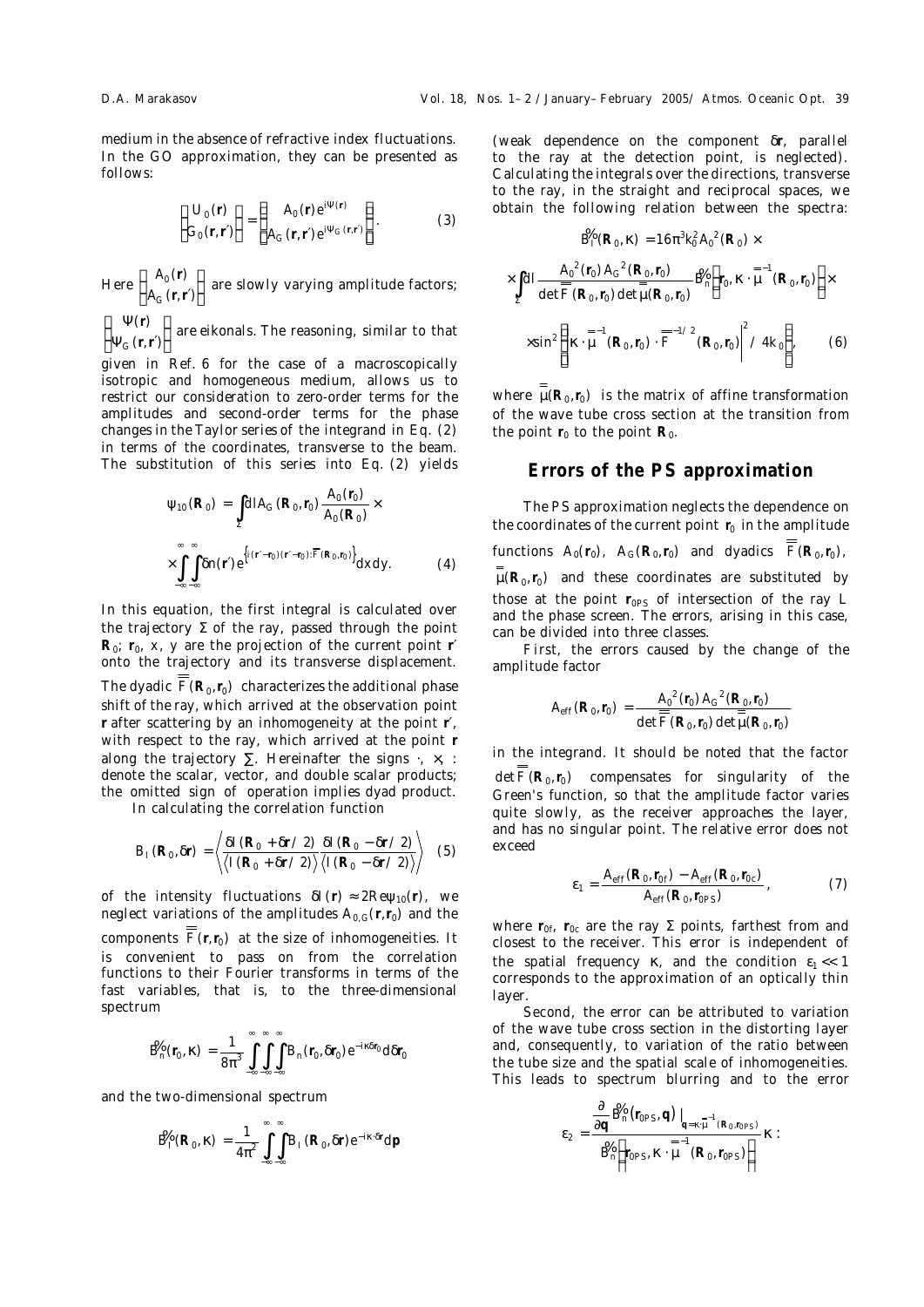medium in the absence of refractive index fluctuations. In the GO approximation, they can be presented as follows:

$$\begin{pmatrix} U_0(\mathbf{r}) \\ G_0(\mathbf{r},\mathbf{r}') \end{pmatrix} = \begin{pmatrix} A_0(\mathbf{r})e^{i\Psi(\mathbf{r})} \\ A_G(\mathbf{r},\mathbf{r}')e^{i\Psi_G(\mathbf{r},\mathbf{r}')} \end{pmatrix}. \quad (3)$$

Here $\begin{pmatrix} A_0(\mathbf{r}) \\ A_G(\mathbf{r},\mathbf{r}') \end{pmatrix}$ are slowly varying amplitude factors; $\begin{pmatrix} \Psi(\mathbf{r}) \\ \Psi_G(\mathbf{r},\mathbf{r}') \end{pmatrix}$ are eikonals. The reasoning, similar to that given in Ref. 6 for the case of a macroscopically isotropic and homogeneous medium, allows us to restrict our consideration to zero-order terms for the amplitudes and second-order terms for the phase changes in the Taylor series of the integrand in Eq. (2) in terms of the coordinates, transverse to the beam. The substitution of this series into Eq. (2) yields

$$\psi_{10}(\mathbf{R}_0) = \int_\Sigma dl A_G(\mathbf{R}_0,\mathbf{r}_0)\frac{A_0(\mathbf{r}_0)}{A_0(\mathbf{R}_0)} \times$$
$$\times \int_{-\infty}^{\infty}\int_{-\infty}^{\infty} \delta n(\mathbf{r}') e^{\left\{i(\mathbf{r}'-\mathbf{r}_0)(\mathbf{r}'-\mathbf{r}_0):\overline{\overline{F}}(\mathbf{R}_0,\mathbf{r}_0)\right\}} dx\,dy. \quad (4)$$

In this equation, the first integral is calculated over the trajectory $\Sigma$ of the ray, passed through the point $\mathbf{R}_0$; $\mathbf{r}_0$, $x$, $y$ are the projection of the current point $\mathbf{r}'$ onto the trajectory and its transverse displacement. The dyadic $\overline{\overline{F}}(\mathbf{R}_0,\mathbf{r}_0)$ characterizes the additional phase shift of the ray, which arrived at the observation point $\mathbf{r}$ after scattering by an inhomogeneity at the point $\mathbf{r}'$, with respect to the ray, which arrived at the point $\mathbf{r}$ along the trajectory $\Sigma$. Hereinafter the signs $\cdot$, $\times$, $:$ denote the scalar, vector, and double scalar products; the omitted sign of operation implies dyad product.

In calculating the correlation function

$$B_I(\mathbf{R}_0,\delta\mathbf{r}) = \left\langle \frac{\delta I(\mathbf{R}_0+\delta\mathbf{r}/2)}{\langle I(\mathbf{R}_0+\delta\mathbf{r}/2)\rangle}\frac{\delta I(\mathbf{R}_0-\delta\mathbf{r}/2)}{\langle I(\mathbf{R}_0-\delta\mathbf{r}/2)\rangle}\right\rangle \quad (5)$$

of the intensity fluctuations $\delta I(\mathbf{r}) \approx 2\mathrm{Re}\,\psi_{10}(\mathbf{r})$, we neglect variations of the amplitudes $A_{0,G}(\mathbf{r},\mathbf{r}_0)$ and the components $\overline{\overline{F}}(\mathbf{r},\mathbf{r}_0)$ at the size of inhomogeneities. It is convenient to pass on from the correlation functions to their Fourier transforms in terms of the fast variables, that is, to the three-dimensional spectrum

$$\tilde{B}_n(\mathbf{r}_0,\kappa) = \frac{1}{8\pi^3}\int_{-\infty}^{\infty}\int_{-\infty}^{\infty}\int_{-\infty}^{\infty} B_n(\mathbf{r}_0,\delta\mathbf{r}_0)e^{-i\kappa\delta\mathbf{r}_0}d\delta\mathbf{r}_0$$

and the two-dimensional spectrum

$$\tilde{B}_I(\mathbf{R}_0,\kappa) = \frac{1}{4\pi^2}\int_{-\infty}^{\infty}\int_{-\infty}^{\infty} B_I(\mathbf{R}_0,\delta\mathbf{r})e^{-i\kappa\cdot\delta\mathbf{r}}d\mathbf{p}$$

(weak dependence on the component $\delta\mathbf{r}$, parallel to the ray at the detection point, is neglected). Calculating the integrals over the directions, transverse to the ray, in the straight and reciprocal spaces, we obtain the following relation between the spectra:

$$\tilde{B}_I(\mathbf{R}_0,\kappa) = 16\pi^3 k_0^2 A_0^2(\mathbf{R}_0) \times$$
$$\times \int_\Sigma dl \frac{A_0^2(\mathbf{r}_0)A_G^2(\mathbf{R}_0,\mathbf{r}_0)}{\det\overline{\overline{F}}(\mathbf{R}_0,\mathbf{r}_0)\det\overline{\overline{\mu}}(\mathbf{R}_0,\mathbf{r}_0)}\tilde{B}_n\left(\mathbf{r}_0,\kappa\cdot\overline{\overline{\mu}}^{-1}(\mathbf{R}_0,\mathbf{r}_0)\right)\times$$
$$\times \sin^2\left(\left|\kappa\cdot\overline{\overline{\mu}}^{-1}(\mathbf{R}_0,\mathbf{r}_0)\cdot\overline{\overline{F}}^{-1/2}(\mathbf{R}_0,\mathbf{r}_0)\right|^2/4k_0\right), \quad (6)$$

where $\overline{\overline{\mu}}(\mathbf{R}_0,\mathbf{r}_0)$ is the matrix of affine transformation of the wave tube cross section at the transition from the point $\mathbf{r}_0$ to the point $\mathbf{R}_0$.

## Errors of the PS approximation

The PS approximation neglects the dependence on the coordinates of the current point $\mathbf{r}_0$ in the amplitude functions $A_0(\mathbf{r}_0)$, $A_G(\mathbf{R}_0,\mathbf{r}_0)$ and dyadics $\overline{\overline{F}}(\mathbf{R}_0,\mathbf{r}_0)$, $\overline{\overline{\mu}}(\mathbf{R}_0,\mathbf{r}_0)$ and these coordinates are substituted by those at the point $\mathbf{r}_{0PS}$ of intersection of the ray $L$ and the phase screen. The errors, arising in this case, can be divided into three classes.

First, the errors caused by the change of the amplitude factor

$$A_{eff}(\mathbf{R}_0,\mathbf{r}_0) = \frac{A_0^2(\mathbf{r}_0)A_G^2(\mathbf{R}_0,\mathbf{r}_0)}{\det\overline{\overline{F}}(\mathbf{R}_0,\mathbf{r}_0)\det\overline{\overline{\mu}}(\mathbf{R}_0,\mathbf{r}_0)}$$

in the integrand. It should be noted that the factor $\det\overline{\overline{F}}(\mathbf{R}_0,\mathbf{r}_0)$ compensates for singularity of the Green's function, so that the amplitude factor varies quite slowly, as the receiver approaches the layer, and has no singular point. The relative error does not exceed

$$\varepsilon_1 = \frac{A_{eff}(\mathbf{R}_0,\mathbf{r}_{0f}) - A_{eff}(\mathbf{R}_0,\mathbf{r}_{0c})}{A_{eff}(\mathbf{R}_0,\mathbf{r}_{0PS})}, \quad (7)$$

where $\mathbf{r}_{0f}$, $\mathbf{r}_{0c}$ are the ray $\Sigma$ points, farthest from and closest to the receiver. This error is independent of the spatial frequency $\kappa$, and the condition $\varepsilon_1 \ll 1$ corresponds to the approximation of an optically thin layer.

Second, the error can be attributed to variation of the wave tube cross section in the distorting layer and, consequently, to variation of the ratio between the tube size and the spatial scale of inhomogeneities. This leads to spectrum blurring and to the error

$$\varepsilon_2 = \frac{\left.\frac{\partial}{\partial\mathbf{q}}\tilde{B}_n(\mathbf{r}_{0PS},\mathbf{q})\right|_{\mathbf{q}=\kappa\cdot\overline{\overline{\mu}}^{-1}(\mathbf{R}_0,\mathbf{r}_{0PS})}}{\tilde{B}_n\left(\mathbf{r}_{0PS},\kappa\cdot\overline{\overline{\mu}}^{-1}(\mathbf{R}_0,\mathbf{r}_{0PS})\right)}\kappa:$$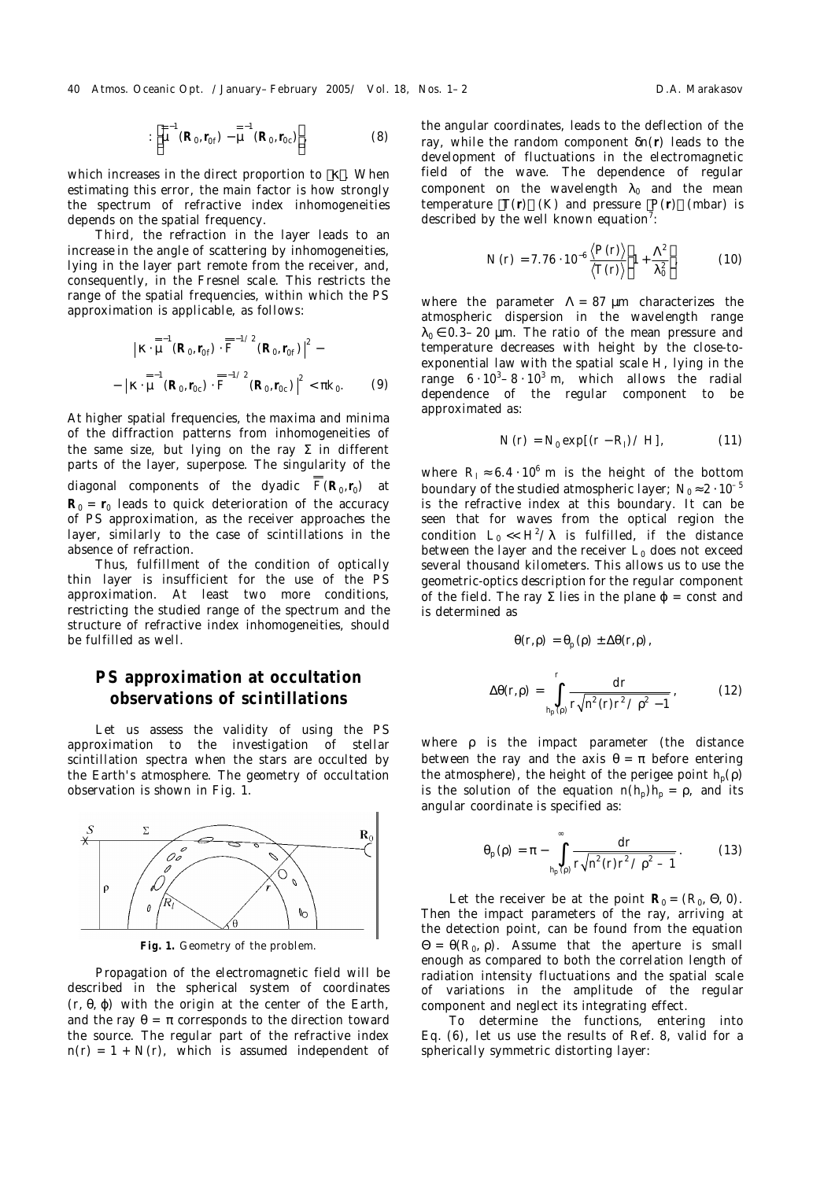$$: \left[ \overline{\overline{\mu}}^{-1}(\mathbf{R}_0, \mathbf{r}_{0f}) - \overline{\overline{\mu}}^{-1}(\mathbf{R}_0, \mathbf{r}_{0c}) \right], \tag{8}$$

which increases in the direct proportion to $|\kappa|$. When estimating this error, the main factor is how strongly the spectrum of refractive index inhomogeneities depends on the spatial frequency.

Third, the refraction in the layer leads to an increase in the angle of scattering by inhomogeneities, lying in the layer part remote from the receiver, and, consequently, in the Fresnel scale. This restricts the range of the spatial frequencies, within which the PS approximation is applicable, as follows:

$$\left| \kappa \cdot \overline{\overline{\mu}}^{-1}(\mathbf{R}_0, \mathbf{r}_{0f}) \cdot \overline{\overline{F}}^{-1/2}(\mathbf{R}_0, \mathbf{r}_{0f}) \right|^2 - \left| \kappa \cdot \overline{\overline{\mu}}^{-1}(\mathbf{R}_0, \mathbf{r}_{0c}) \cdot \overline{\overline{F}}^{-1/2}(\mathbf{R}_0, \mathbf{r}_{0c}) \right|^2 < \pi k_0. \tag{9}$$

At higher spatial frequencies, the maxima and minima of the diffraction patterns from inhomogeneities of the same size, but lying on the ray $\Sigma$ in different parts of the layer, superpose. The singularity of the diagonal components of the dyadic $\overline{\overline{F}}(\mathbf{R}_0, \mathbf{r}_0)$ at $\mathbf{R}_0 = \mathbf{r}_0$ leads to quick deterioration of the accuracy of PS approximation, as the receiver approaches the layer, similarly to the case of scintillations in the absence of refraction.

Thus, fulfillment of the condition of optically thin layer is insufficient for the use of the PS approximation. At least two more conditions, restricting the studied range of the spectrum and the structure of refractive index inhomogeneities, should be fulfilled as well.

## PS approximation at occultation observations of scintillations

Let us assess the validity of using the PS approximation to the investigation of stellar scintillation spectra when the stars are occulted by the Earth's atmosphere. The geometry of occultation observation is shown in Fig. 1.

**Fig. 1.** Geometry of the problem.

Propagation of the electromagnetic field will be described in the spherical system of coordinates $(r, \theta, \varphi)$ with the origin at the center of the Earth, and the ray $\theta = \pi$ corresponds to the direction toward the source. The regular part of the refractive index $n(r) = 1 + N(r)$, which is assumed independent of the angular coordinates, leads to the deflection of the ray, while the random component $\delta n(\mathbf{r})$ leads to the development of fluctuations in the electromagnetic field of the wave. The dependence of regular component on the wavelength $\lambda_0$ and the mean temperature $\langle T(\mathbf{r}) \rangle$ (K) and pressure $\langle P(\mathbf{r}) \rangle$ (mbar) is described by the well known equation[7]:

$$N(r) = 7.76 \cdot 10^{-6} \frac{\langle P(r) \rangle}{\langle T(r) \rangle} \left( 1 + \frac{\Lambda^2}{\lambda_0^2} \right), \tag{10}$$

where the parameter $\Lambda = 87$ μm characterizes the atmospheric dispersion in the wavelength range $\lambda_0 \in 0.3$–$20$ μm. The ratio of the mean pressure and temperature decreases with height by the close-to-exponential law with the spatial scale $H$, lying in the range $6 \cdot 10^3$–$8 \cdot 10^3$ m, which allows the radial dependence of the regular component to be approximated as:

$$N(r) = N_0 \exp[(r - R_l)/H], \tag{11}$$

where $R_l \approx 6.4 \cdot 10^6$ m is the height of the bottom boundary of the studied atmospheric layer; $N_0 \approx 2 \cdot 10^{-5}$ is the refractive index at this boundary. It can be seen that for waves from the optical region the condition $L_0 \ll H^2/\lambda$ is fulfilled, if the distance between the layer and the receiver $L_0$ does not exceed several thousand kilometers. This allows us to use the geometric-optics description for the regular component of the field. The ray $\Sigma$ lies in the plane $\varphi = \text{const}$ and is determined as

$$\theta(r, \rho) = \theta_p(\rho) \pm \Delta\theta(r, \rho),$$

$$\Delta\theta(r, \rho) = \int_{h_p(\rho)}^{r} \frac{dr}{r\sqrt{n^2(r)r^2/\rho^2 - 1}}, \tag{12}$$

where $\rho$ is the impact parameter (the distance between the ray and the axis $\theta = \pi$ before entering the atmosphere), the height of the perigee point $h_p(\rho)$ is the solution of the equation $n(h_p)h_p = \rho$, and its angular coordinate is specified as:

$$\theta_p(\rho) = \pi - \int_{h_p(\rho)}^{\infty} \frac{dr}{r\sqrt{n^2(r)r^2/\rho^2 - 1}}. \tag{13}$$

Let the receiver be at the point $\mathbf{R}_0 = (R_0, \Theta, 0)$. Then the impact parameters of the ray, arriving at the detection point, can be found from the equation $\Theta = \theta(R_0, \rho)$. Assume that the aperture is small enough as compared to both the correlation length of radiation intensity fluctuations and the spatial scale of variations in the amplitude of the regular component and neglect its integrating effect.

To determine the functions, entering into Eq. (6), let us use the results of Ref. 8, valid for a spherically symmetric distorting layer: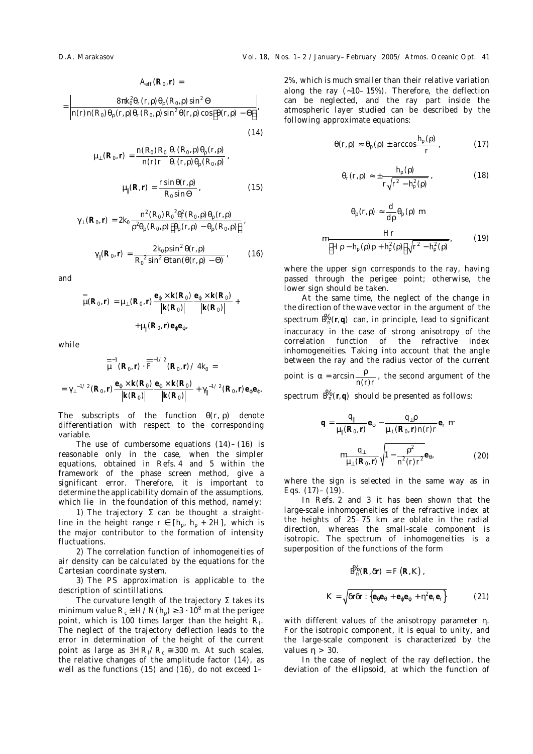$$A_{eff}(\mathbf{R}_0,\mathbf{r}) =$$

$$= \left| \frac{8\pi k_0^2 \theta_r(r,\rho)\theta_\rho(R_0,\rho)\sin^2\Theta}{n(r)n(R_0)\theta_\rho(r,\rho)\theta_r(R_0,\rho)\sin^2\theta(r,\rho)\cos\left[\theta(r,\rho)-\Theta\right]} \right|, \tag{14}$$

$$\mu_\perp(\mathbf{R}_0,\mathbf{r}) = \frac{n(R_0)R_0}{n(r)r}\frac{\theta_r(R_0,\rho)\theta_\rho(r,\rho)}{\theta_r(r,\rho)\theta_\rho(R_0,\rho)},$$

$$\mu_\parallel(\mathbf{R},\mathbf{r}) = \frac{r\sin\theta(r,\rho)}{R_0\sin\Theta}, \tag{15}$$

$$\gamma_\perp(\mathbf{R}_0,\mathbf{r}) = 2k_0\frac{n^2(R_0)R_0{}^2\theta_r^2(R_0,\rho)\theta_\rho(r,\rho)}{\rho^2\theta_\rho(R_0,\rho)\left[\theta_\rho(r,\rho)-\theta_\rho(R_0,\rho)\right]},$$

$$\gamma_\parallel(\mathbf{R}_0,\mathbf{r}) = \frac{2k_0\rho\sin^2\theta(r,\rho)}{R_0{}^2\sin^2\Theta\tan(\theta(r,\rho)-\Theta)}, \tag{16}$$

and

$$\overline{\overline{\mu}}(\mathbf{R}_0,\mathbf{r}) = \mu_\perp(\mathbf{R}_0,\mathbf{r})\frac{\mathbf{e}_\varphi\times\mathbf{k}(\mathbf{R}_0)}{|\mathbf{k}(\mathbf{R}_0)|}\frac{\mathbf{e}_\varphi\times\mathbf{k}(\mathbf{R}_0)}{|\mathbf{k}(\mathbf{R}_0)|} +$$

$$+\mu_\parallel(\mathbf{R}_0,\mathbf{r})\mathbf{e}_\varphi\mathbf{e}_\varphi,$$

while

$$\overline{\overline{\mu}}^{-1}(\mathbf{R}_0,\mathbf{r})\cdot\overline{\overline{F}}^{-1/2}(\mathbf{R}_0,\mathbf{r})/4k_0 =$$

$$= \gamma_\perp^{-1/2}(\mathbf{R}_0,\mathbf{r})\frac{\mathbf{e}_\varphi\times\mathbf{k}(\mathbf{R}_0)}{|\mathbf{k}(\mathbf{R}_0)|}\frac{\mathbf{e}_\varphi\times\mathbf{k}(\mathbf{R}_0)}{|\mathbf{k}(\mathbf{R}_0)|} + \gamma_\parallel^{-1/2}(\mathbf{R}_0,\mathbf{r})\mathbf{e}_\varphi\mathbf{e}_\varphi.$$

The subscripts of the function $\theta(r,\rho)$ denote differentiation with respect to the corresponding variable.

The use of cumbersome equations (14)–(16) is reasonable only in the case, when the simpler equations, obtained in Refs. 4 and 5 within the framework of the phase screen method, give a significant error. Therefore, it is important to determine the applicability domain of the assumptions, which lie in the foundation of this method, namely:

1) The trajectory $\Sigma$ can be thought a straight-line in the height range $r \in [h_p,\ h_p + 2H]$, which is the major contributor to the formation of intensity fluctuations.

2) The correlation function of inhomogeneities of air density can be calculated by the equations for the Cartesian coordinate system.

3) The PS approximation is applicable to the description of scintillations.

The curvature length of the trajectory $\Sigma$ takes its minimum value $R_c \cong H/N(h_p) \geq 3\cdot 10^8$ m at the perigee point, which is 100 times larger than the height $R_l$. The neglect of the trajectory deflection leads to the error in determination of the height of the current point as large as $3HR_l/R_c \cong 300$ m. At such scales, the relative changes of the amplitude factor (14), as well as the functions (15) and (16), do not exceed 1–2%, which is much smaller than their relative variation along the ray (~10–15%). Therefore, the deflection can be neglected, and the ray part inside the atmospheric layer studied can be described by the following approximate equations:

$$\theta(r,\rho) \approx \theta_p(\rho) \pm \arccos\frac{h_p(\rho)}{r}, \tag{17}$$

$$\theta_r(r,\rho) \approx \pm\frac{h_p(\rho)}{r\sqrt{r^2-h_p^2(\rho)}}, \tag{18}$$

$$\theta_\rho(r,\rho) \approx \frac{d}{d\rho}\theta_p(\rho) \mp$$

$$\mp\frac{Hr}{\left[H\rho - h_p(\rho)\rho + h_p^2(\rho)\right]\sqrt{r^2-h_p^2(\rho)}}, \tag{19}$$

where the upper sign corresponds to the ray, having passed through the perigee point; otherwise, the lower sign should be taken.

At the same time, the neglect of the change in the direction of the wave vector in the argument of the spectrum $\tilde{B}_n(\mathbf{r},\mathbf{q})$ can, in principle, lead to significant inaccuracy in the case of strong anisotropy of the correlation function of the refractive index inhomogeneities. Taking into account that the angle between the ray and the radius vector of the current point is $\alpha = \arcsin\dfrac{\rho}{n(r)r}$, the second argument of the spectrum $\tilde{B}_n(\mathbf{r},\mathbf{q})$ should be presented as follows:

$$\mathbf{q} = \frac{q_\parallel}{\mu_\parallel(\mathbf{R}_0,\mathbf{r})}\mathbf{e}_\varphi - \frac{q_\perp\rho}{\mu_\perp(\mathbf{R}_0,\mathbf{r})n(r)r}\mathbf{e}_r \mp$$

$$\mp\frac{q_\perp}{\mu_\perp(\mathbf{R}_0,\mathbf{r})}\sqrt{1-\frac{\rho^2}{n^2(r)r^2}}\mathbf{e}_\theta, \tag{20}$$

where the sign is selected in the same way as in Eqs. (17)–(19).

In Refs. 2 and 3 it has been shown that the large-scale inhomogeneities of the refractive index at the heights of 25–75 km are oblate in the radial direction, whereas the small-scale component is isotropic. The spectrum of inhomogeneities is a superposition of the functions of the form

$$\tilde{B}_n(\mathbf{R},\delta\mathbf{r}) = F(\mathbf{R},K),$$

$$K = \sqrt{\delta\mathbf{r}\delta\mathbf{r} : \left\{\mathbf{e}_\theta\mathbf{e}_\theta + \mathbf{e}_\varphi\mathbf{e}_\varphi + \eta^2\mathbf{e}_r\mathbf{e}_r\right\}} \tag{21}$$

with different values of the anisotropy parameter $\eta$. For the isotropic component, it is equal to unity, and the large-scale component is characterized by the values $\eta > 30$.

In the case of neglect of the ray deflection, the deviation of the ellipsoid, at which the function of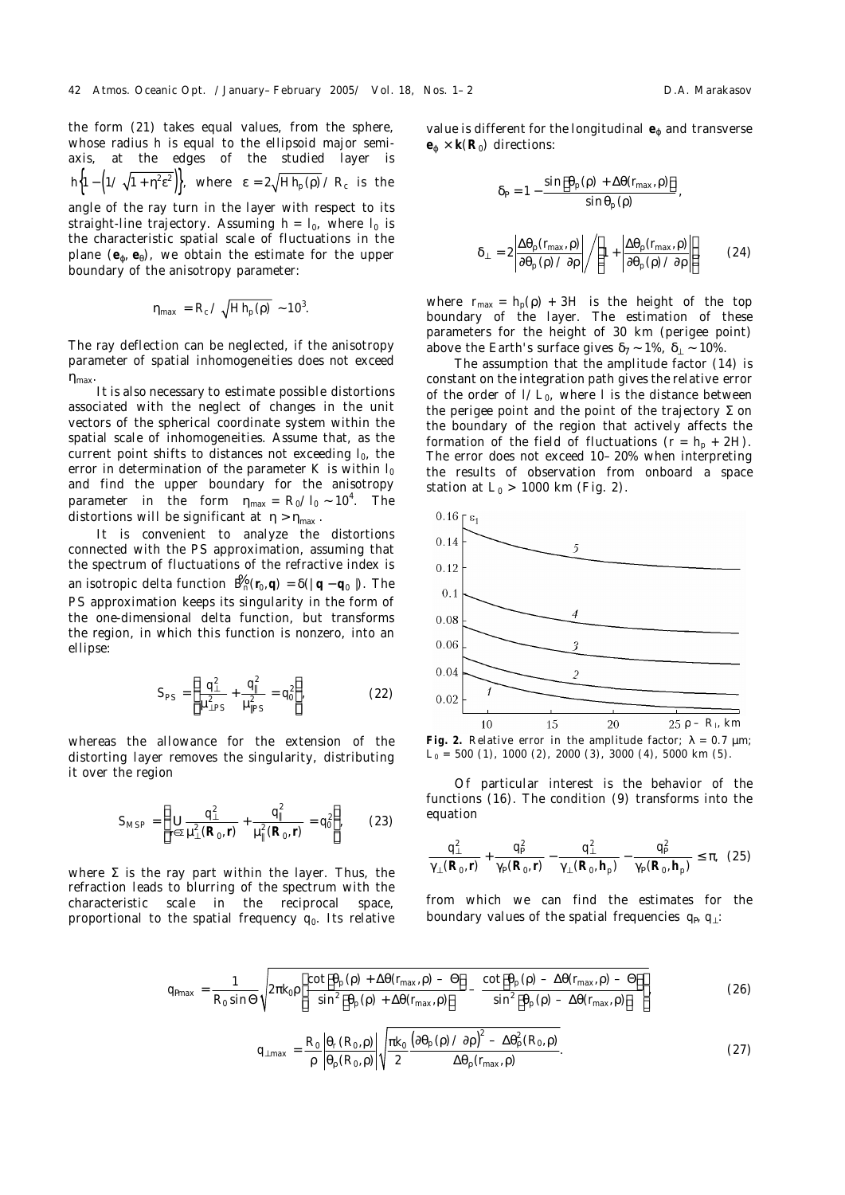the form (21) takes equal values, from the sphere, whose radius $h$ is equal to the ellipsoid major semi-axis, at the edges of the studied layer is $h\left\{1-\left(1/\sqrt{1+\eta^2\varepsilon^2}\right)\right\}$, where $\varepsilon = 2\sqrt{Hh_p(\rho)}/R_c$ is the angle of the ray turn in the layer with respect to its straight-line trajectory. Assuming $h = l_0$, where $l_0$ is the characteristic spatial scale of fluctuations in the plane ($\mathbf{e}_\varphi$, $\mathbf{e}_\theta$), we obtain the estimate for the upper boundary of the anisotropy parameter:

$$\eta_{\max} = R_c/\sqrt{Hh_p(\rho)} \sim 10^3.$$

The ray deflection can be neglected, if the anisotropy parameter of spatial inhomogeneities does not exceed $\eta_{\max}$.

It is also necessary to estimate possible distortions associated with the neglect of changes in the unit vectors of the spherical coordinate system within the spatial scale of inhomogeneities. Assume that, as the current point shifts to distances not exceeding $l_0$, the error in determination of the parameter $K$ is within $l_0$ and find the upper boundary for the anisotropy parameter in the form $\eta_{\max} = R_0/l_0 \sim 10^4$. The distortions will be significant at $\eta > \eta_{\max}$.

It is convenient to analyze the distortions connected with the PS approximation, assuming that the spectrum of fluctuations of the refractive index is an isotropic delta function $\tilde{B}_n(\mathbf{r}_0,\mathbf{q}) = \delta(|\mathbf{q}-\mathbf{q}_0|)$. The PS approximation keeps its singularity in the form of the one-dimensional delta function, but transforms the region, in which this function is nonzero, into an ellipse:

$$S_{PS} = \left\{\frac{q_\perp^2}{\mu_{\perp PS}^2} + \frac{q_\parallel^2}{\mu_{\parallel PS}^2} = q_0^2\right\}, \tag{22}$$

whereas the allowance for the extension of the distorting layer removes the singularity, distributing it over the region

$$S_{MSP} = \left\{\bigcup_{\mathbf{r}\in\Sigma} \frac{q_\perp^2}{\mu_\perp^2(\mathbf{R}_0,\mathbf{r})} + \frac{q_\parallel^2}{\mu_\parallel^2(\mathbf{R}_0,\mathbf{r})} = q_0^2\right\}, \tag{23}$$

where $\Sigma$ is the ray part within the layer. Thus, the refraction leads to blurring of the spectrum with the characteristic scale in the reciprocal space, proportional to the spatial frequency $q_0$. Its relative value is different for the longitudinal $\mathbf{e}_\varphi$ and transverse $\mathbf{e}_\varphi \times \mathbf{k}(\mathbf{R}_0)$ directions:

$$\delta_P = 1 - \frac{\sin\left[\theta_p(\rho) + \Delta\theta(r_{\max},\rho)\right]}{\sin\theta_p(\rho)},$$

$$\delta_\perp = 2\left|\frac{\Delta\theta_\rho(r_{\max},\rho)}{\partial\theta_p(\rho)/\partial\rho}\right| \Bigg/ \left(1 + \left|\frac{\Delta\theta_\rho(r_{\max},\rho)}{\partial\theta_p(\rho)/\partial\rho}\right|\right) \tag{24}$$

where $r_{\max} = h_p(\rho) + 3H$ is the height of the top boundary of the layer. The estimation of these parameters for the height of 30 km (perigee point) above the Earth's surface gives $\delta_P \sim 1\%$, $\delta_\perp \sim 10\%$.

The assumption that the amplitude factor (14) is constant on the integration path gives the relative error of the order of $l/L_0$, where $l$ is the distance between the perigee point and the point of the trajectory $\Sigma$ on the boundary of the region that actively affects the formation of the field of fluctuations ($r = h_p + 2H$). The error does not exceed 10–20% when interpreting the results of observation from onboard a space station at $L_0 > 1000$ km (Fig. 2).

**Fig. 2.** Relative error in the amplitude factor; $\lambda = 0.7$ μm; $L_0 = 500$ (1), 1000 (2), 2000 (3), 3000 (4), 5000 km (5).

Of particular interest is the behavior of the functions (16). The condition (9) transforms into the equation

$$\frac{q_\perp^2}{\gamma_\perp(\mathbf{R}_0,\mathbf{r})} + \frac{q_P^2}{\gamma_P(\mathbf{R}_0,\mathbf{r})} - \frac{q_\perp^2}{\gamma_\perp(\mathbf{R}_0,\mathbf{h}_p)} - \frac{q_P^2}{\gamma_P(\mathbf{R}_0,\mathbf{h}_p)} \le \pi, \tag{25}$$

from which we can find the estimates for the boundary values of the spatial frequencies $q_P$, $q_\perp$:

$$q_{P\max} = \frac{1}{R_0\sin\Theta}\sqrt{2\pi k_0\rho\left[\frac{\cot\left[\theta_p(\rho)+\Delta\theta(r_{\max},\rho)-\Theta\right]}{\sin^2\left[\theta_p(\rho)+\Delta\theta(r_{\max},\rho)\right]} - \frac{\cot\left[\theta_p(\rho)-\Delta\theta(r_{\max},\rho)-\Theta\right]}{\sin^2\left[\theta_p(\rho)-\Delta\theta(r_{\max},\rho)\right]}\right]}, \tag{26}$$

$$q_{\perp\max} = \frac{R_0}{\rho}\left|\frac{\theta_r(R_0,\rho)}{\theta_\rho(R_0,\rho)}\right|\sqrt{\frac{\pi k_0}{2}\frac{\left(\partial\theta_p(\rho)/\partial\rho\right)^2 - \Delta\theta_\rho^2(R_0,\rho)}{\Delta\theta_\rho(r_{\max},\rho)}}. \tag{27}$$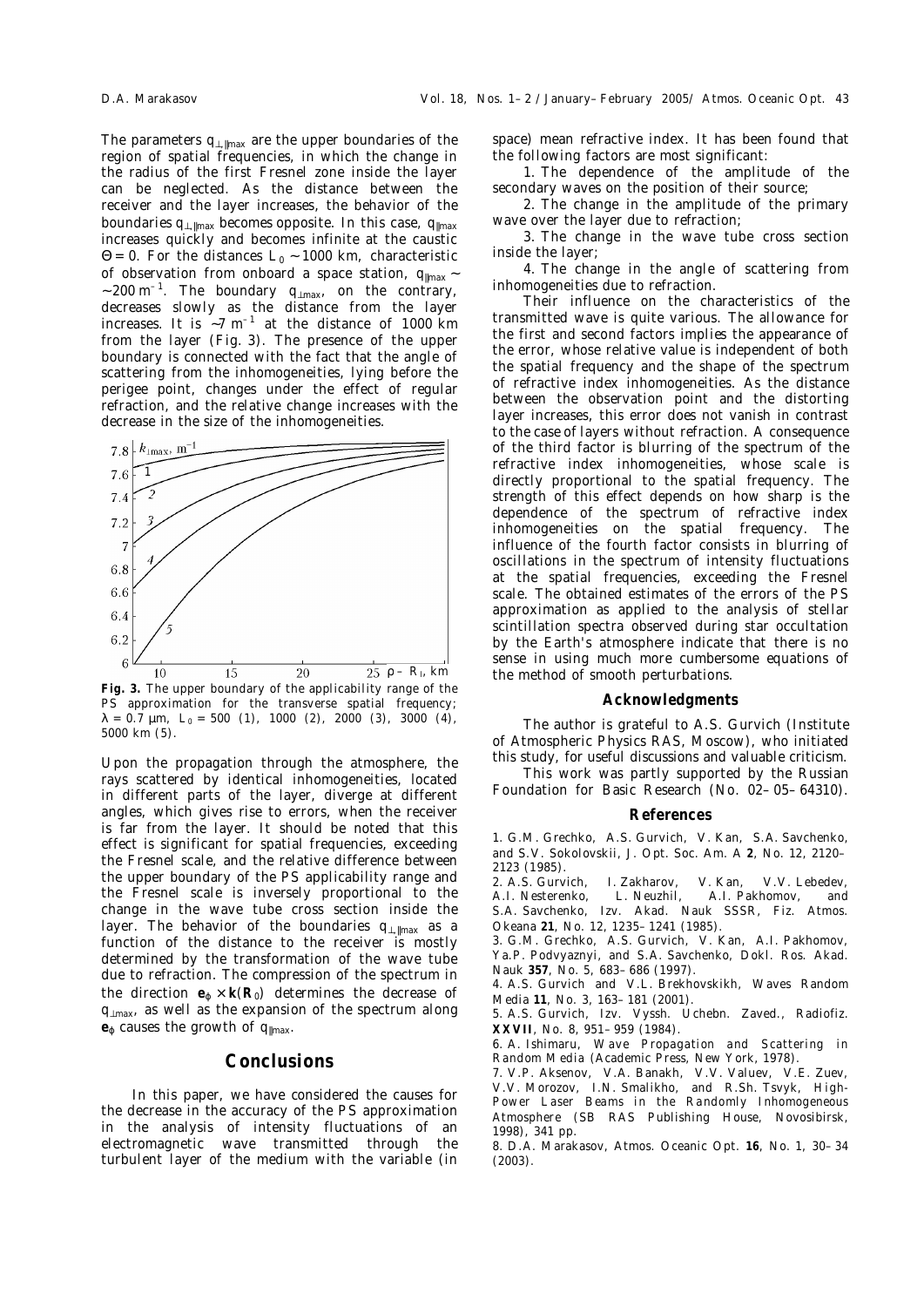The parameters $q_{\perp,\|max}$ are the upper boundaries of the region of spatial frequencies, in which the change in the radius of the first Fresnel zone inside the layer can be neglected. As the distance between the receiver and the layer increases, the behavior of the boundaries $q_{\perp,\|max}$ becomes opposite. In this case, $q_{\|max}$ increases quickly and becomes infinite at the caustic $\Theta = 0$. For the distances $L_0 \sim 1000$ km, characteristic of observation from onboard a space station, $q_{\|max} \sim \sim 200$ m$^{-1}$. The boundary $q_{\perp max}$, on the contrary, decreases slowly as the distance from the layer increases. It is ~7 m$^{-1}$ at the distance of 1000 km from the layer (Fig. 3). The presence of the upper boundary is connected with the fact that the angle of scattering from the inhomogeneities, lying before the perigee point, changes under the effect of regular refraction, and the relative change increases with the decrease in the size of the inhomogeneities.

$k_{\perp max}$, m$^{-1}$

7.8
7.6
7.4
7.2
7
6.8
6.6
6.4
6.2
6

1
2
3
4
5

10
15
20
25
$\rho - R_1$, km

**Fig. 3.** The upper boundary of the applicability range of the PS approximation for the transverse spatial frequency; $\lambda = 0.7$ μm, $L_0 = 500$ (1), 1000 (2), 2000 (3), 3000 (4), 5000 km (5).

Upon the propagation through the atmosphere, the rays scattered by identical inhomogeneities, located in different parts of the layer, diverge at different angles, which gives rise to errors, when the receiver is far from the layer. It should be noted that this effect is significant for spatial frequencies, exceeding the Fresnel scale, and the relative difference between the upper boundary of the PS applicability range and the Fresnel scale is inversely proportional to the change in the wave tube cross section inside the layer. The behavior of the boundaries $q_{\perp,\|max}$ as a function of the distance to the receiver is mostly determined by the transformation of the wave tube due to refraction. The compression of the spectrum in the direction $\mathbf{e}_\varphi \times \mathbf{k}(\mathbf{R}_0)$ determines the decrease of $q_{\perp max}$, as well as the expansion of the spectrum along $\mathbf{e}_\varphi$ causes the growth of $q_{\|max}$.

## Conclusions

In this paper, we have considered the causes for the decrease in the accuracy of the PS approximation in the analysis of intensity fluctuations of an electromagnetic wave transmitted through the turbulent layer of the medium with the variable (in space) mean refractive index. It has been found that the following factors are most significant:

1. The dependence of the amplitude of the secondary waves on the position of their source;

2. The change in the amplitude of the primary wave over the layer due to refraction;

3. The change in the wave tube cross section inside the layer;

4. The change in the angle of scattering from inhomogeneities due to refraction.

Their influence on the characteristics of the transmitted wave is quite various. The allowance for the first and second factors implies the appearance of the error, whose relative value is independent of both the spatial frequency and the shape of the spectrum of refractive index inhomogeneities. As the distance between the observation point and the distorting layer increases, this error does not vanish in contrast to the case of layers without refraction. A consequence of the third factor is blurring of the spectrum of the refractive index inhomogeneities, whose scale is directly proportional to the spatial frequency. The strength of this effect depends on how sharp is the dependence of the spectrum of refractive index inhomogeneities on the spatial frequency. The influence of the fourth factor consists in blurring of oscillations in the spectrum of intensity fluctuations at the spatial frequencies, exceeding the Fresnel scale. The obtained estimates of the errors of the PS approximation as applied to the analysis of stellar scintillation spectra observed during star occultation by the Earth's atmosphere indicate that there is no sense in using much more cumbersome equations of the method of smooth perturbations.

### Acknowledgments

The author is grateful to A.S. Gurvich (Institute of Atmospheric Physics RAS, Moscow), who initiated this study, for useful discussions and valuable criticism.

This work was partly supported by the Russian Foundation for Basic Research (No. 02–05–64310).

### References

1. G.M. Grechko, A.S. Gurvich, V. Kan, S.A. Savchenko, and S.V. Sokolovskii, J. Opt. Soc. Am. A **2**, No. 12, 2120–2123 (1985).
2. A.S. Gurvich, I. Zakharov, V. Kan, V.V. Lebedev, A.I. Nesterenko, L. Neuzhil, A.I. Pakhomov, and S.A. Savchenko, Izv. Akad. Nauk SSSR, Fiz. Atmos. Okeana **21**, No. 12, 1235–1241 (1985).
3. G.M. Grechko, A.S. Gurvich, V. Kan, A.I. Pakhomov, Ya.P. Podvyaznyi, and S.A. Savchenko, Dokl. Ros. Akad. Nauk **357**, No. 5, 683–686 (1997).
4. A.S. Gurvich and V.L. Brekhovskikh, Waves Random Media **11**, No. 3, 163–181 (2001).
5. A.S. Gurvich, Izv. Vyssh. Uchebn. Zaved., Radiofiz. **XXVII**, No. 8, 951–959 (1984).
6. A. Ishimaru, *Wave Propagation and Scattering in Random Media* (Academic Press, New York, 1978).
7. V.P. Aksenov, V.A. Banakh, V.V. Valuev, V.E. Zuev, V.V. Morozov, I.N. Smalikho, and R.Sh. Tsvyk, *High-Power Laser Beams in the Randomly Inhomogeneous Atmosphere* (SB RAS Publishing House, Novosibirsk, 1998), 341 pp.
8. D.A. Marakasov, Atmos. Oceanic Opt. **16**, No. 1, 30–34 (2003).